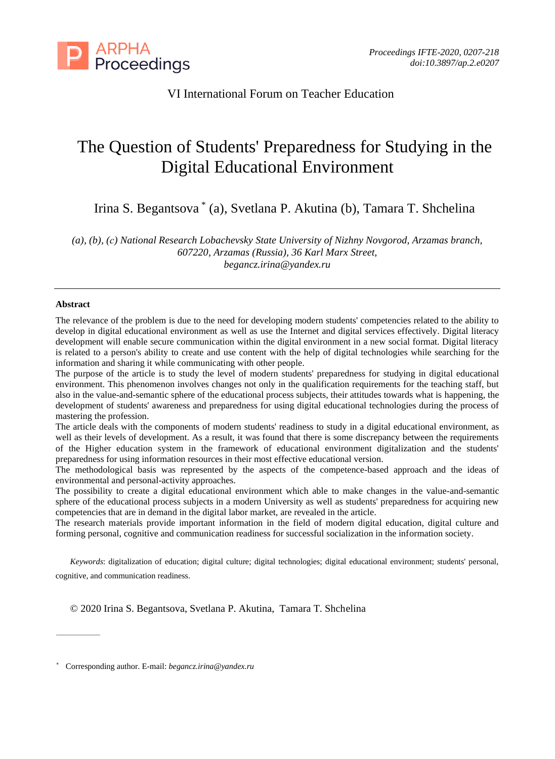VI International Forum on Teacher Education

# The Question of Students' Preparedness for Studying in the Digital Educational Environment

Irina S. Begantsova * (a), Svetlana P. Akutina (b), Tamara T. Shchelina

*(a), (b), (c) National Research Lobachevsky State University of Nizhny Novgorod, Arzamas branch, 607220, Arzamas (Russia), 36 Karl Marx Street, begancz.irina@yandex.ru*

---

**Abstract**

The relevance of the problem is due to the need for developing modern students' competencies related to the ability to develop in digital educational environment as well as use the Internet and digital services effectively. Digital literacy development will enable secure communication within the digital environment in a new social format. Digital literacy is related to a person's ability to create and use content with the help of digital technologies while searching for the information and sharing it while communicating with other people.

The purpose of the article is to study the level of modern students' preparedness for studying in digital educational environment. This phenomenon involves changes not only in the qualification requirements for the teaching staff, but also in the value-and-semantic sphere of the educational process subjects, their attitudes towards what is happening, the development of students' awareness and preparedness for using digital educational technologies during the process of mastering the profession.

The article deals with the components of modern students' readiness to study in a digital educational environment, as well as their levels of development. As a result, it was found that there is some discrepancy between the requirements of the Higher education system in the framework of educational environment digitalization and the students' preparedness for using information resources in their most effective educational version.

The methodological basis was represented by the aspects of the competence-based approach and the ideas of environmental and personal-activity approaches.

The possibility to create a digital educational environment which able to make changes in the value-and-semantic sphere of the educational process subjects in a modern University as well as students' preparedness for acquiring new competencies that are in demand in the digital labor market, are revealed in the article.

The research materials provide important information in the field of modern digital education, digital culture and forming personal, cognitive and communication readiness for successful socialization in the information society.

*Keywords*: digitalization of education; digital culture; digital technologies; digital educational environment; students' personal, cognitive, and communication readiness.

© 2020 Irina S. Begantsova, Svetlana P. Akutina, Tamara T. Shchelina

---

* Corresponding author. E-mail: *begancz.irina@yandex.ru*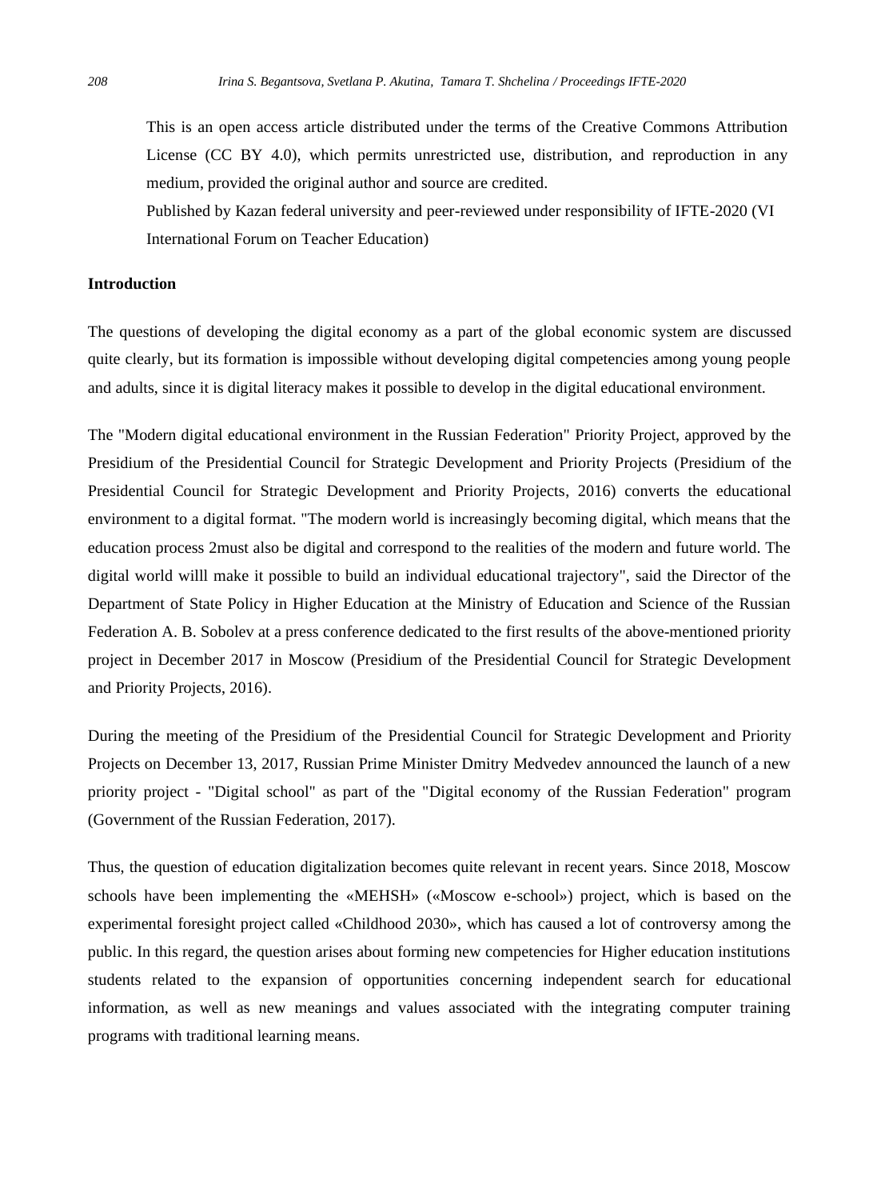This is an open access article distributed under the terms of the Creative Commons Attribution License (CC BY 4.0), which permits unrestricted use, distribution, and reproduction in any medium, provided the original author and source are credited.

Published by Kazan federal university and peer-reviewed under responsibility of IFTE-2020 (VI International Forum on Teacher Education)

**Introduction**

The questions of developing the digital economy as a part of the global economic system are discussed quite clearly, but its formation is impossible without developing digital competencies among young people and adults, since it is digital literacy makes it possible to develop in the digital educational environment.

The "Modern digital educational environment in the Russian Federation" Priority Project, approved by the Presidium of the Presidential Council for Strategic Development and Priority Projects (Presidium of the Presidential Council for Strategic Development and Priority Projects, 2016) converts the educational environment to a digital format. "The modern world is increasingly becoming digital, which means that the education process 2must also be digital and correspond to the realities of the modern and future world. The digital world willl make it possible to build an individual educational trajectory", said the Director of the Department of State Policy in Higher Education at the Ministry of Education and Science of the Russian Federation A. B. Sobolev at a press conference dedicated to the first results of the above-mentioned priority project in December 2017 in Moscow (Presidium of the Presidential Council for Strategic Development and Priority Projects, 2016).

During the meeting of the Presidium of the Presidential Council for Strategic Development and Priority Projects on December 13, 2017, Russian Prime Minister Dmitry Medvedev announced the launch of a new priority project - "Digital school" as part of the "Digital economy of the Russian Federation" program (Government of the Russian Federation, 2017).

Thus, the question of education digitalization becomes quite relevant in recent years. Since 2018, Moscow schools have been implementing the «MEHSH» («Moscow e-school») project, which is based on the experimental foresight project called «Childhood 2030», which has caused a lot of controversy among the public. In this regard, the question arises about forming new competencies for Higher education institutions students related to the expansion of opportunities concerning independent search for educational information, as well as new meanings and values associated with the integrating computer training programs with traditional learning means.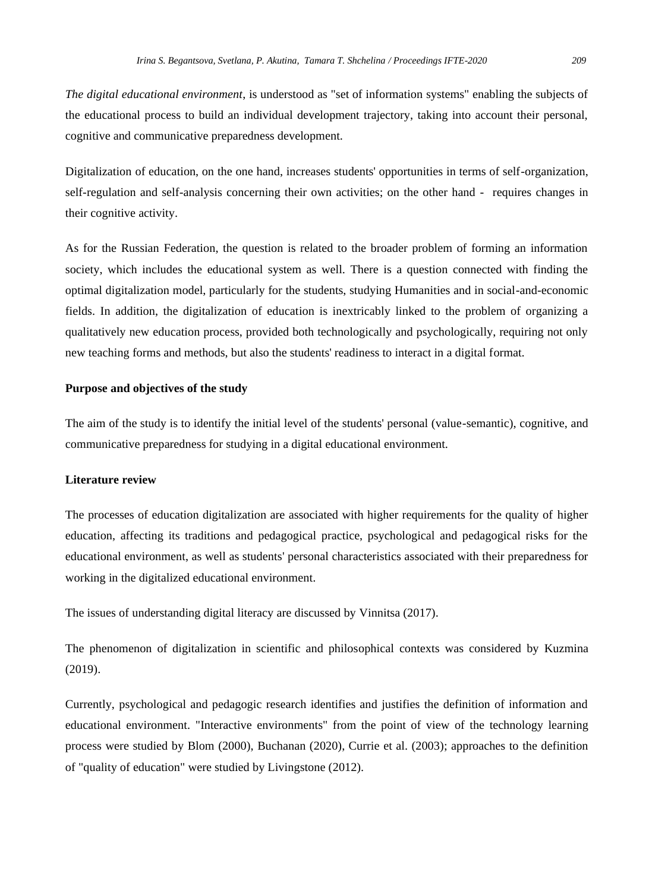*The digital educational environment*, is understood as "set of information systems" enabling the subjects of the educational process to build an individual development trajectory, taking into account their personal, cognitive and communicative preparedness development.

Digitalization of education, on the one hand, increases students' opportunities in terms of self-organization, self-regulation and self-analysis concerning their own activities; on the other hand - requires changes in their cognitive activity.

As for the Russian Federation, the question is related to the broader problem of forming an information society, which includes the educational system as well. There is a question connected with finding the optimal digitalization model, particularly for the students, studying Humanities and in social-and-economic fields. In addition, the digitalization of education is inextricably linked to the problem of organizing a qualitatively new education process, provided both technologically and psychologically, requiring not only new teaching forms and methods, but also the students' readiness to interact in a digital format.

**Purpose and objectives of the study**

The aim of the study is to identify the initial level of the students' personal (value-semantic), cognitive, and communicative preparedness for studying in a digital educational environment.

**Literature review**

The processes of education digitalization are associated with higher requirements for the quality of higher education, affecting its traditions and pedagogical practice, psychological and pedagogical risks for the educational environment, as well as students' personal characteristics associated with their preparedness for working in the digitalized educational environment.

The issues of understanding digital literacy are discussed by Vinnitsa (2017).

The phenomenon of digitalization in scientific and philosophical contexts was considered by Kuzmina (2019).

Currently, psychological and pedagogic research identifies and justifies the definition of information and educational environment. "Interactive environments" from the point of view of the technology learning process were studied by Blom (2000), Buchanan (2020), Currie et al. (2003); approaches to the definition of "quality of education" were studied by Livingstone (2012).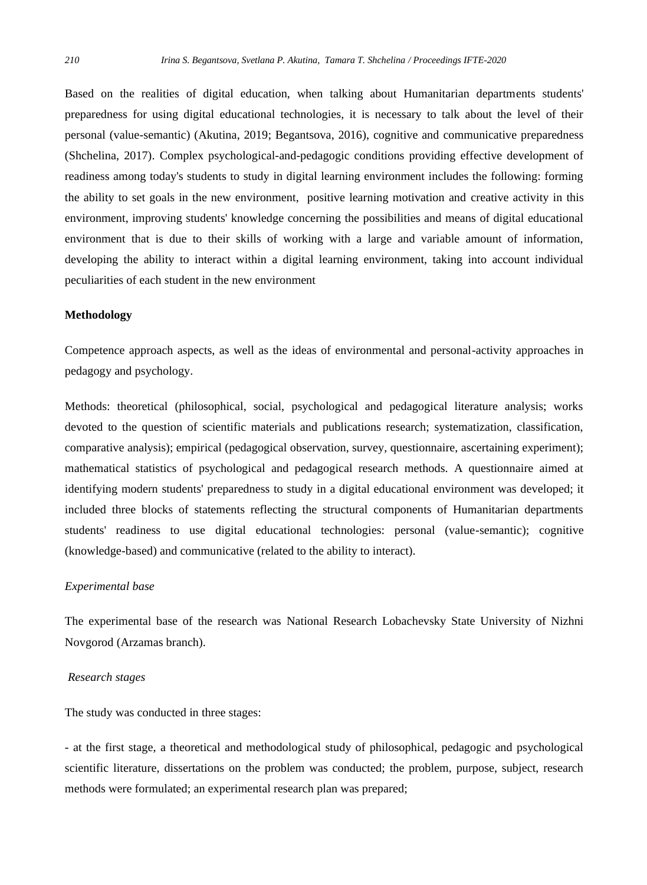Based on the realities of digital education, when talking about Humanitarian departments students' preparedness for using digital educational technologies, it is necessary to talk about the level of their personal (value-semantic) (Akutina, 2019; Begantsova, 2016), cognitive and communicative preparedness (Shchelina, 2017). Complex psychological-and-pedagogic conditions providing effective development of readiness among today's students to study in digital learning environment includes the following: forming the ability to set goals in the new environment, positive learning motivation and creative activity in this environment, improving students' knowledge concerning the possibilities and means of digital educational environment that is due to their skills of working with a large and variable amount of information, developing the ability to interact within a digital learning environment, taking into account individual peculiarities of each student in the new environment

**Methodology**

Competence approach aspects, as well as the ideas of environmental and personal-activity approaches in pedagogy and psychology.

Methods: theoretical (philosophical, social, psychological and pedagogical literature analysis; works devoted to the question of scientific materials and publications research; systematization, classification, comparative analysis); empirical (pedagogical observation, survey, questionnaire, ascertaining experiment); mathematical statistics of psychological and pedagogical research methods. A questionnaire aimed at identifying modern students' preparedness to study in a digital educational environment was developed; it included three blocks of statements reflecting the structural components of Humanitarian departments students' readiness to use digital educational technologies: personal (value-semantic); cognitive (knowledge-based) and communicative (related to the ability to interact).

*Experimental base*

The experimental base of the research was National Research Lobachevsky State University of Nizhni Novgorod (Arzamas branch).

*Research stages*

The study was conducted in three stages:

- at the first stage, a theoretical and methodological study of philosophical, pedagogic and psychological scientific literature, dissertations on the problem was conducted; the problem, purpose, subject, research methods were formulated; an experimental research plan was prepared;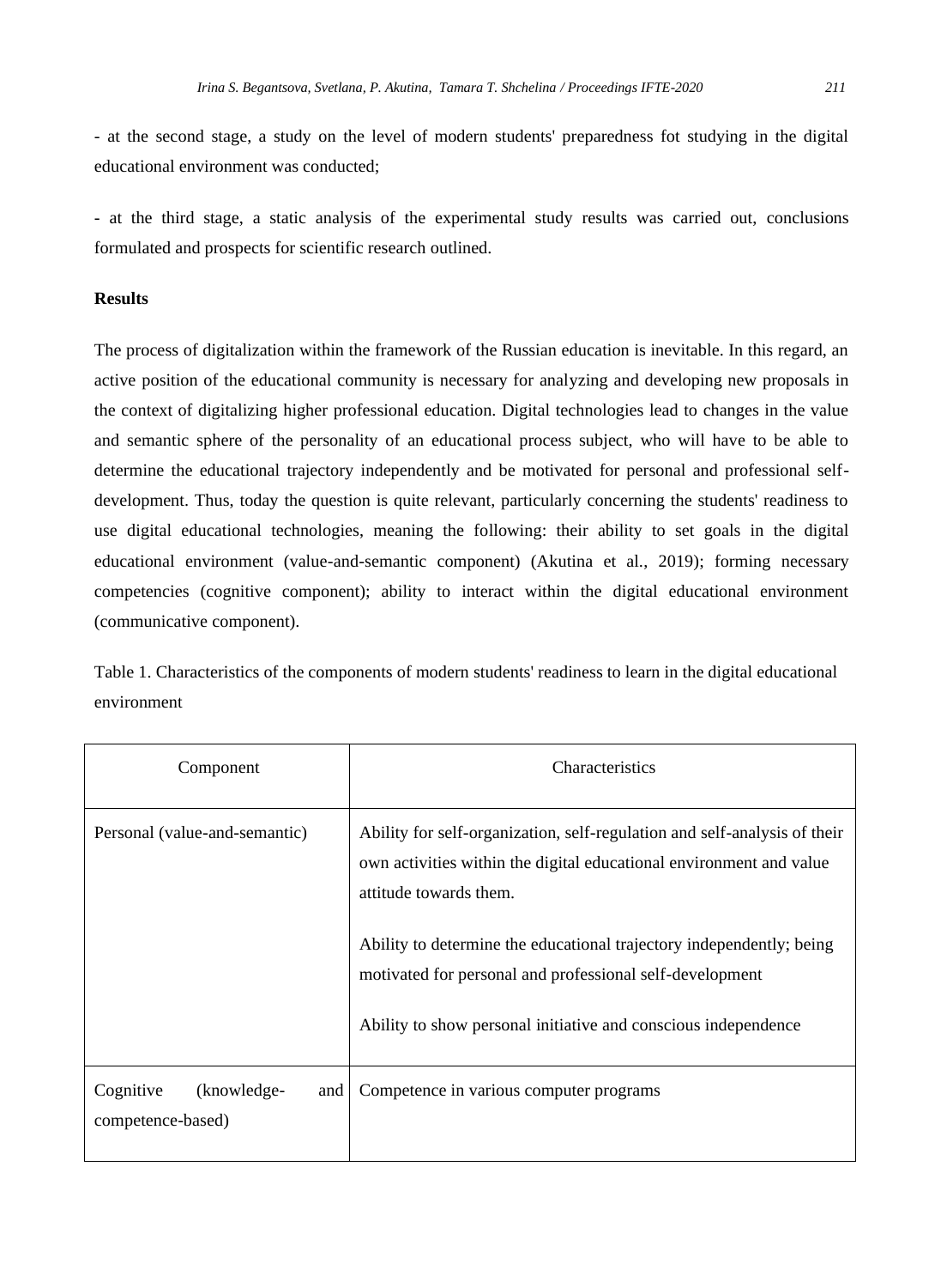- at the second stage, a study on the level of modern students' preparedness fot studying in the digital educational environment was conducted;

- at the third stage, a static analysis of the experimental study results was carried out, conclusions formulated and prospects for scientific research outlined.

**Results**

The process of digitalization within the framework of the Russian education is inevitable. In this regard, an active position of the educational community is necessary for analyzing and developing new proposals in the context of digitalizing higher professional education. Digital technologies lead to changes in the value and semantic sphere of the personality of an educational process subject, who will have to be able to determine the educational trajectory independently and be motivated for personal and professional self-development. Thus, today the question is quite relevant, particularly concerning the students' readiness to use digital educational technologies, meaning the following: their ability to set goals in the digital educational environment (value-and-semantic component) (Akutina et al., 2019); forming necessary competencies (cognitive component); ability to interact within the digital educational environment (communicative component).

Table 1. Characteristics of the components of modern students' readiness to learn in the digital educational environment

| Component | Characteristics |
| --- | --- |
| Personal (value-and-semantic) | Ability for self-organization, self-regulation and self-analysis of their own activities within the digital educational environment and value attitude towards them.<br><br>Ability to determine the educational trajectory independently; being motivated for personal and professional self-development<br><br>Ability to show personal initiative and conscious independence |
| Cognitive (knowledge- and competence-based) | Competence in various computer programs |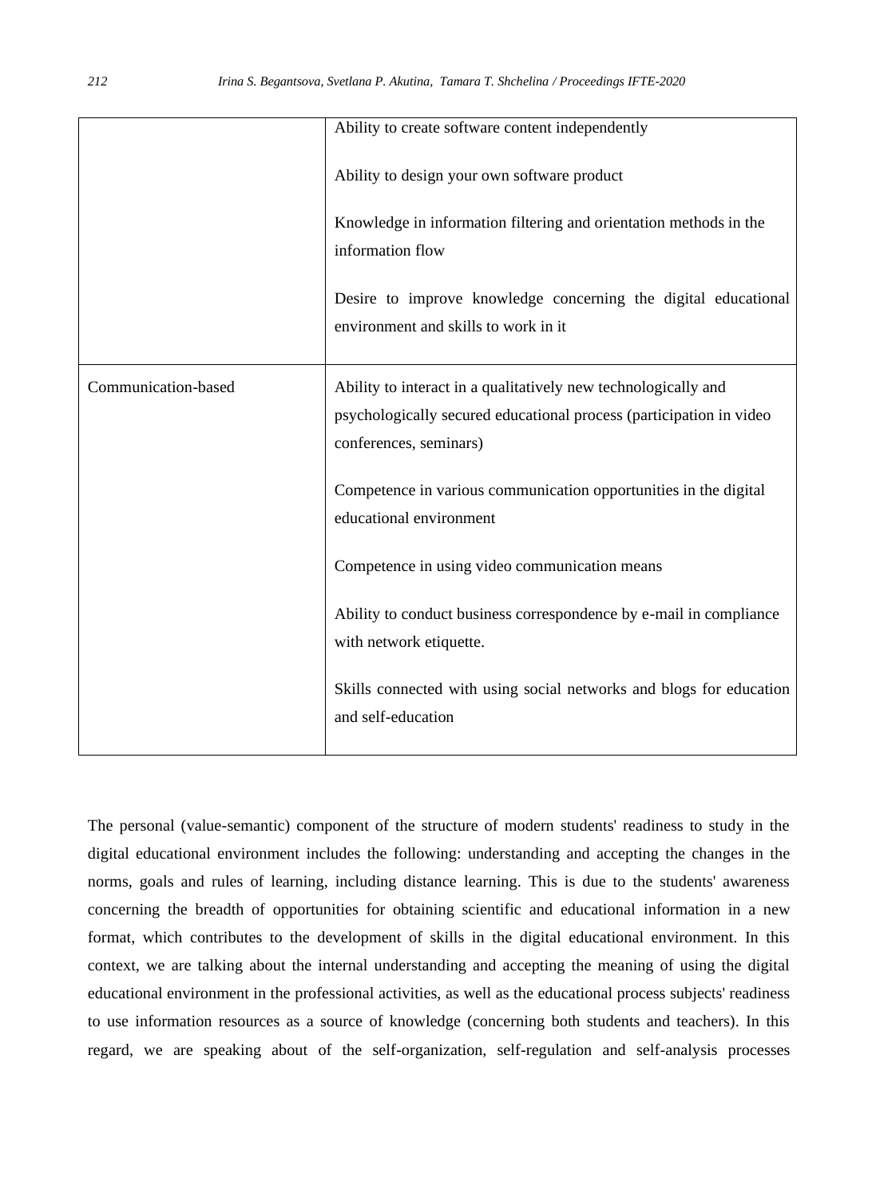| | |
|---|---|
| | Ability to create software content independently<br><br>Ability to design your own software product<br><br>Knowledge in information filtering and orientation methods in the information flow<br><br>Desire to improve knowledge concerning the digital educational environment and skills to work in it |
| Communication-based | Ability to interact in a qualitatively new technologically and psychologically secured educational process (participation in video conferences, seminars)<br><br>Competence in various communication opportunities in the digital educational environment<br><br>Competence in using video communication means<br><br>Ability to conduct business correspondence by e-mail in compliance with network etiquette.<br><br>Skills connected with using social networks and blogs for education and self-education |

The personal (value-semantic) component of the structure of modern students' readiness to study in the digital educational environment includes the following: understanding and accepting the changes in the norms, goals and rules of learning, including distance learning. This is due to the students' awareness concerning the breadth of opportunities for obtaining scientific and educational information in a new format, which contributes to the development of skills in the digital educational environment. In this context, we are talking about the internal understanding and accepting the meaning of using the digital educational environment in the professional activities, as well as the educational process subjects' readiness to use information resources as a source of knowledge (concerning both students and teachers). In this regard, we are speaking about of the self-organization, self-regulation and self-analysis processes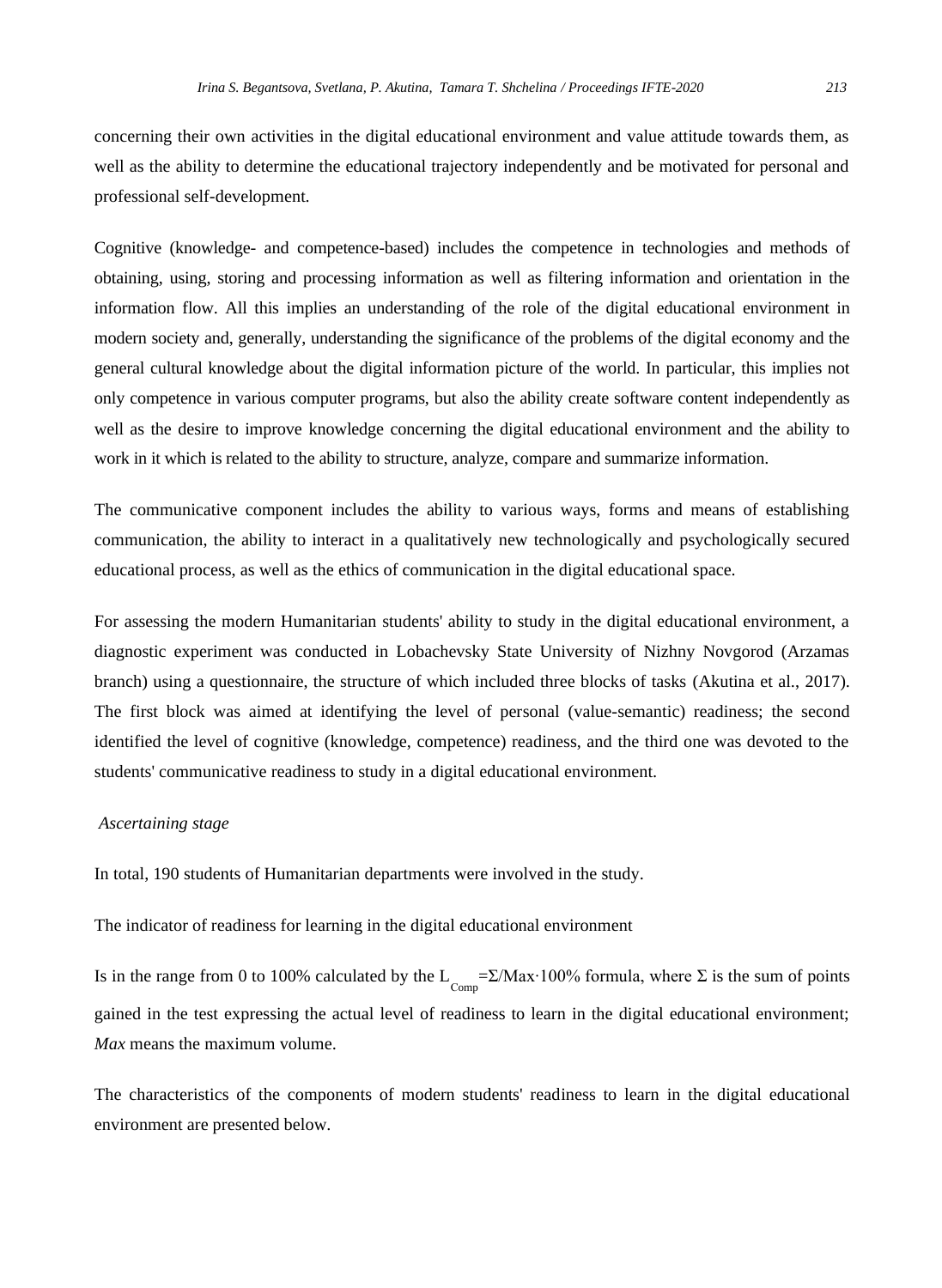concerning their own activities in the digital educational environment and value attitude towards them, as well as the ability to determine the educational trajectory independently and be motivated for personal and professional self-development.

Cognitive (knowledge- and competence-based) includes the competence in technologies and methods of obtaining, using, storing and processing information as well as filtering information and orientation in the information flow. All this implies an understanding of the role of the digital educational environment in modern society and, generally, understanding the significance of the problems of the digital economy and the general cultural knowledge about the digital information picture of the world. In particular, this implies not only competence in various computer programs, but also the ability create software content independently as well as the desire to improve knowledge concerning the digital educational environment and the ability to work in it which is related to the ability to structure, analyze, compare and summarize information.

The communicative component includes the ability to various ways, forms and means of establishing communication, the ability to interact in a qualitatively new technologically and psychologically secured educational process, as well as the ethics of communication in the digital educational space.

For assessing the modern Humanitarian students' ability to study in the digital educational environment, a diagnostic experiment was conducted in Lobachevsky State University of Nizhny Novgorod (Arzamas branch) using a questionnaire, the structure of which included three blocks of tasks (Akutina et al., 2017). The first block was aimed at identifying the level of personal (value-semantic) readiness; the second identified the level of cognitive (knowledge, competence) readiness, and the third one was devoted to the students' communicative readiness to study in a digital educational environment.

*Ascertaining stage*

In total, 190 students of Humanitarian departments were involved in the study.

The indicator of readiness for learning in the digital educational environment

Is in the range from 0 to 100% calculated by the $L_{Comp} = \Sigma / Max \cdot 100\%$ formula, where $\Sigma$ is the sum of points gained in the test expressing the actual level of readiness to learn in the digital educational environment; *Max* means the maximum volume.

The characteristics of the components of modern students' readiness to learn in the digital educational environment are presented below.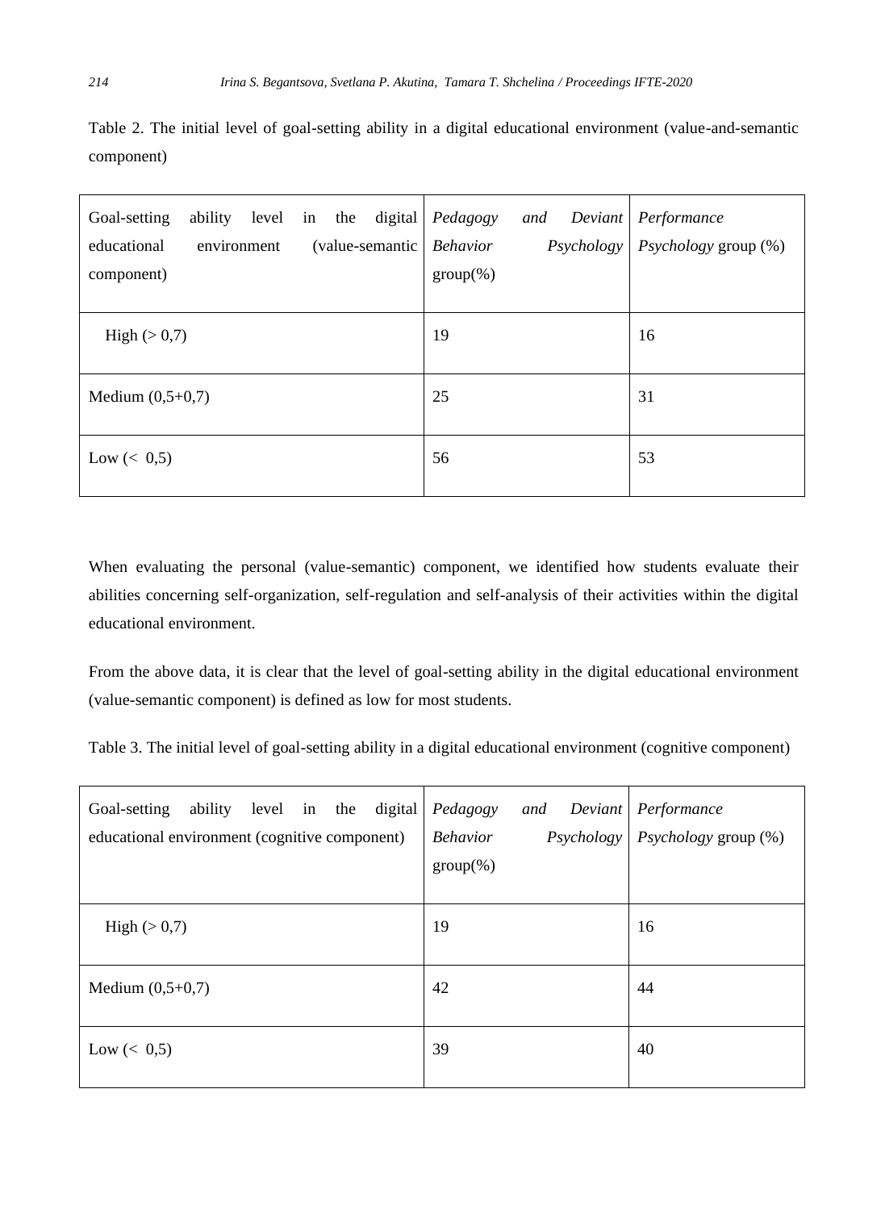Table 2. The initial level of goal-setting ability in a digital educational environment (value-and-semantic component)

| Goal-setting ability level in the digital educational environment (value-semantic component) | *Pedagogy and Deviant Behavior Psychology* group(%) | *Performance Psychology* group (%) |
|---|---|---|
| High (> 0,7) | 19 | 16 |
| Medium (0,5+0,7) | 25 | 31 |
| Low (< 0,5) | 56 | 53 |

When evaluating the personal (value-semantic) component, we identified how students evaluate their abilities concerning self-organization, self-regulation and self-analysis of their activities within the digital educational environment.

From the above data, it is clear that the level of goal-setting ability in the digital educational environment (value-semantic component) is defined as low for most students.

Table 3. The initial level of goal-setting ability in a digital educational environment (cognitive component)

| Goal-setting ability level in the digital educational environment (cognitive component) | *Pedagogy and Deviant Behavior Psychology* group(%) | *Performance Psychology* group (%) |
|---|---|---|
| High (> 0,7) | 19 | 16 |
| Medium (0,5+0,7) | 42 | 44 |
| Low (< 0,5) | 39 | 40 |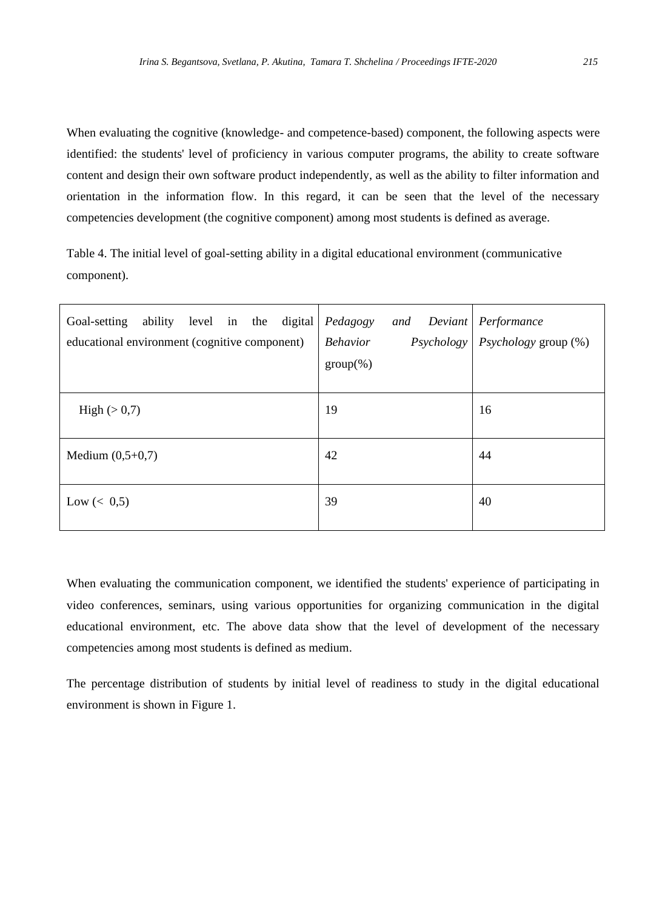When evaluating the cognitive (knowledge- and competence-based) component, the following aspects were identified: the students' level of proficiency in various computer programs, the ability to create software content and design their own software product independently, as well as the ability to filter information and orientation in the information flow. In this regard, it can be seen that the level of the necessary competencies development (the cognitive component) among most students is defined as average.

Table 4. The initial level of goal-setting ability in a digital educational environment (communicative component).

| Goal-setting ability level in the digital educational environment (cognitive component) | *Pedagogy and Deviant Behavior Psychology* group(%) | *Performance Psychology* group (%) |
|---|---|---|
| High (> 0,7) | 19 | 16 |
| Medium (0,5+0,7) | 42 | 44 |
| Low (< 0,5) | 39 | 40 |

When evaluating the communication component, we identified the students' experience of participating in video conferences, seminars, using various opportunities for organizing communication in the digital educational environment, etc. The above data show that the level of development of the necessary competencies among most students is defined as medium.

The percentage distribution of students by initial level of readiness to study in the digital educational environment is shown in Figure 1.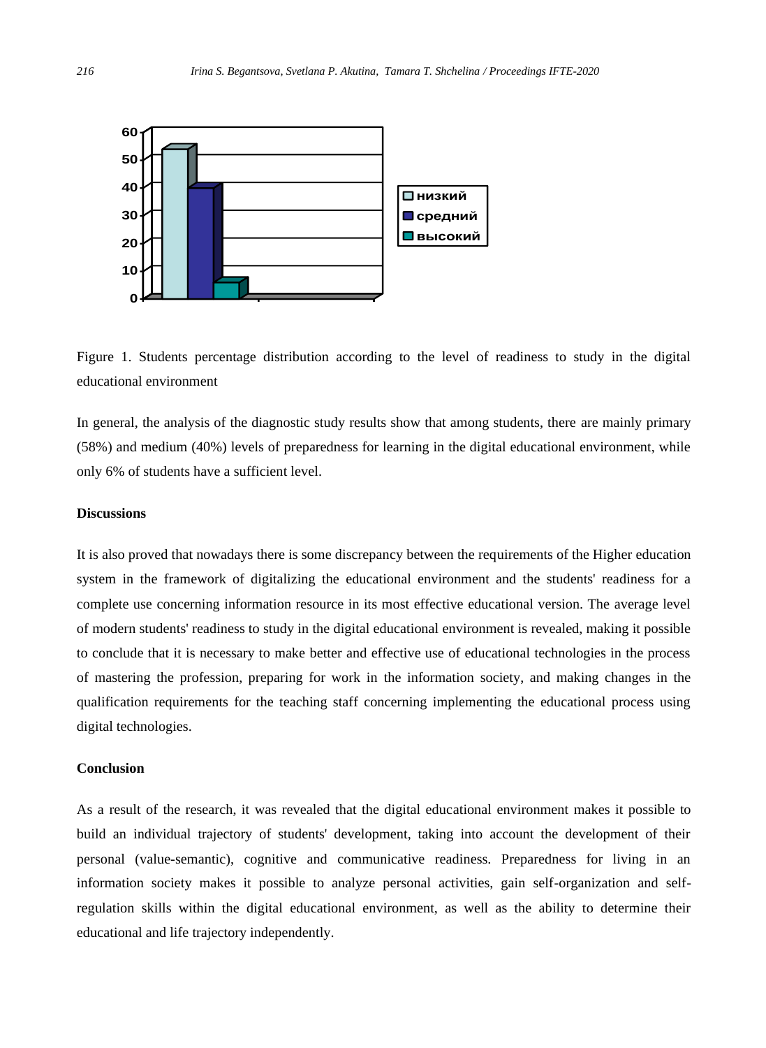Figure 1. Students percentage distribution according to the level of readiness to study in the digital educational environment

In general, the analysis of the diagnostic study results show that among students, there are mainly primary (58%) and medium (40%) levels of preparedness for learning in the digital educational environment, while only 6% of students have a sufficient level.

### Discussions

It is also proved that nowadays there is some discrepancy between the requirements of the Higher education system in the framework of digitalizing the educational environment and the students' readiness for a complete use concerning information resource in its most effective educational version. The average level of modern students' readiness to study in the digital educational environment is revealed, making it possible to conclude that it is necessary to make better and effective use of educational technologies in the process of mastering the profession, preparing for work in the information society, and making changes in the qualification requirements for the teaching staff concerning implementing the educational process using digital technologies.

### Conclusion

As a result of the research, it was revealed that the digital educational environment makes it possible to build an individual trajectory of students' development, taking into account the development of their personal (value-semantic), cognitive and communicative readiness. Preparedness for living in an information society makes it possible to analyze personal activities, gain self-organization and self-regulation skills within the digital educational environment, as well as the ability to determine their educational and life trajectory independently.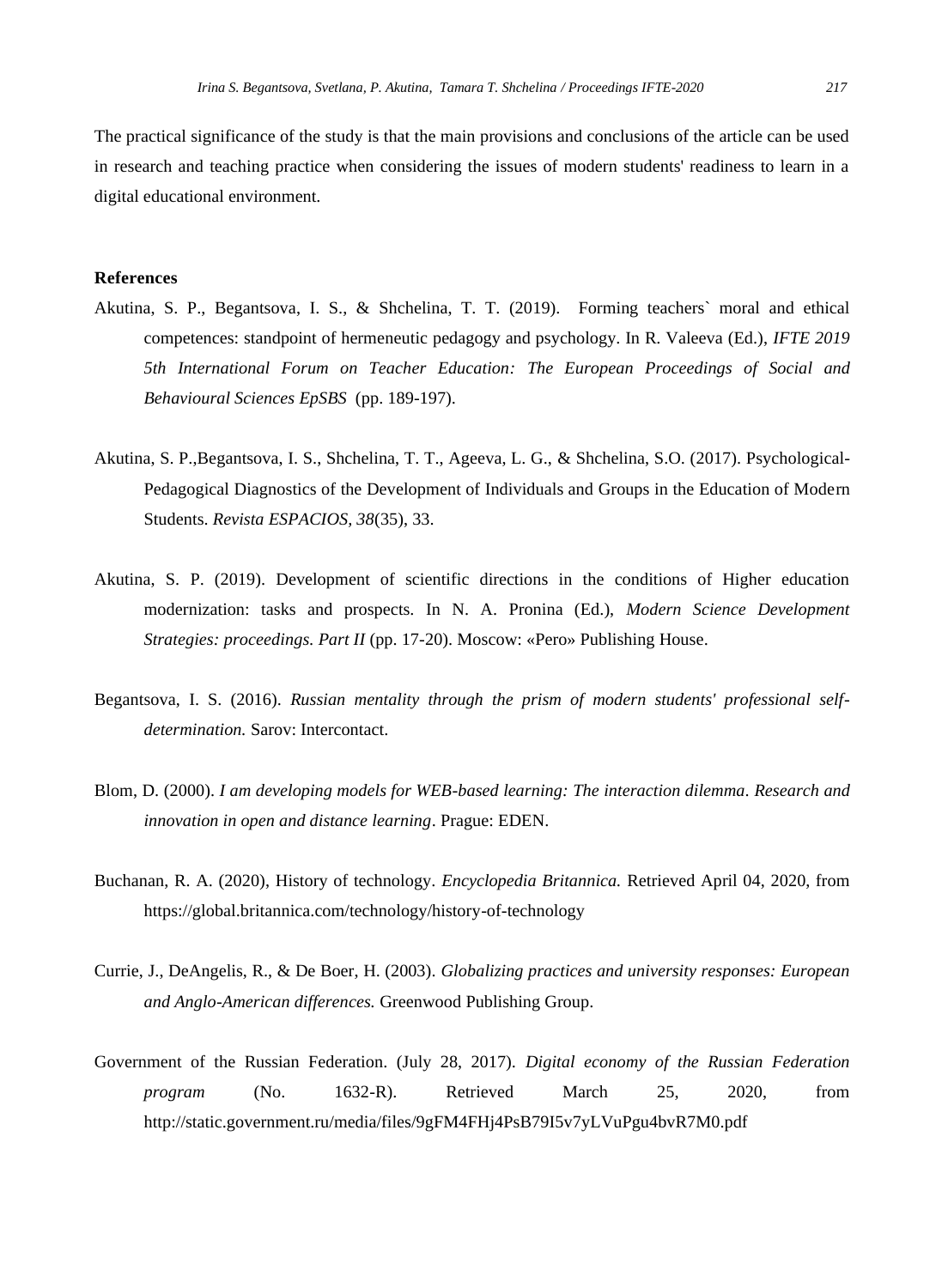The practical significance of the study is that the main provisions and conclusions of the article can be used in research and teaching practice when considering the issues of modern students' readiness to learn in a digital educational environment.

**References**

Akutina, S. P., Begantsova, I. S., & Shchelina, T. T. (2019). Forming teachers` moral and ethical competences: standpoint of hermeneutic pedagogy and psychology. In R. Valeeva (Ed.), *IFTE 2019 5th International Forum on Teacher Education: The European Proceedings of Social and Behavioural Sciences EpSBS* (pp. 189-197).

Akutina, S. P.,Begantsova, I. S., Shchelina, T. T., Ageeva, L. G., & Shchelina, S.O. (2017). Psychological-Pedagogical Diagnostics of the Development of Individuals and Groups in the Education of Modern Students. *Revista ESPACIOS, 38*(35), 33.

Akutina, S. P. (2019). Development of scientific directions in the conditions of Higher education modernization: tasks and prospects. In N. A. Pronina (Ed.), *Modern Science Development Strategies: proceedings. Part II* (pp. 17-20). Moscow: «Pero» Publishing House.

Begantsova, I. S. (2016). *Russian mentality through the prism of modern students' professional self-determination.* Sarov: Intercontact.

Blom, D. (2000). *I am developing models for WEB-based learning: The interaction dilemma*. *Research and innovation in open and distance learning*. Prague: EDEN.

Buchanan, R. A. (2020), History of technology. *Encyclopedia Britannica.* Retrieved April 04, 2020, from https://global.britannica.com/technology/history-of-technology

Currie, J., DeAngelis, R., & De Boer, H. (2003). *Globalizing practices and university responses: European and Anglo-American differences.* Greenwood Publishing Group.

Government of the Russian Federation. (July 28, 2017). *Digital economy of the Russian Federation program* (No. 1632-R). Retrieved March 25, 2020, from http://static.government.ru/media/files/9gFM4FHj4PsB79I5v7yLVuPgu4bvR7M0.pdf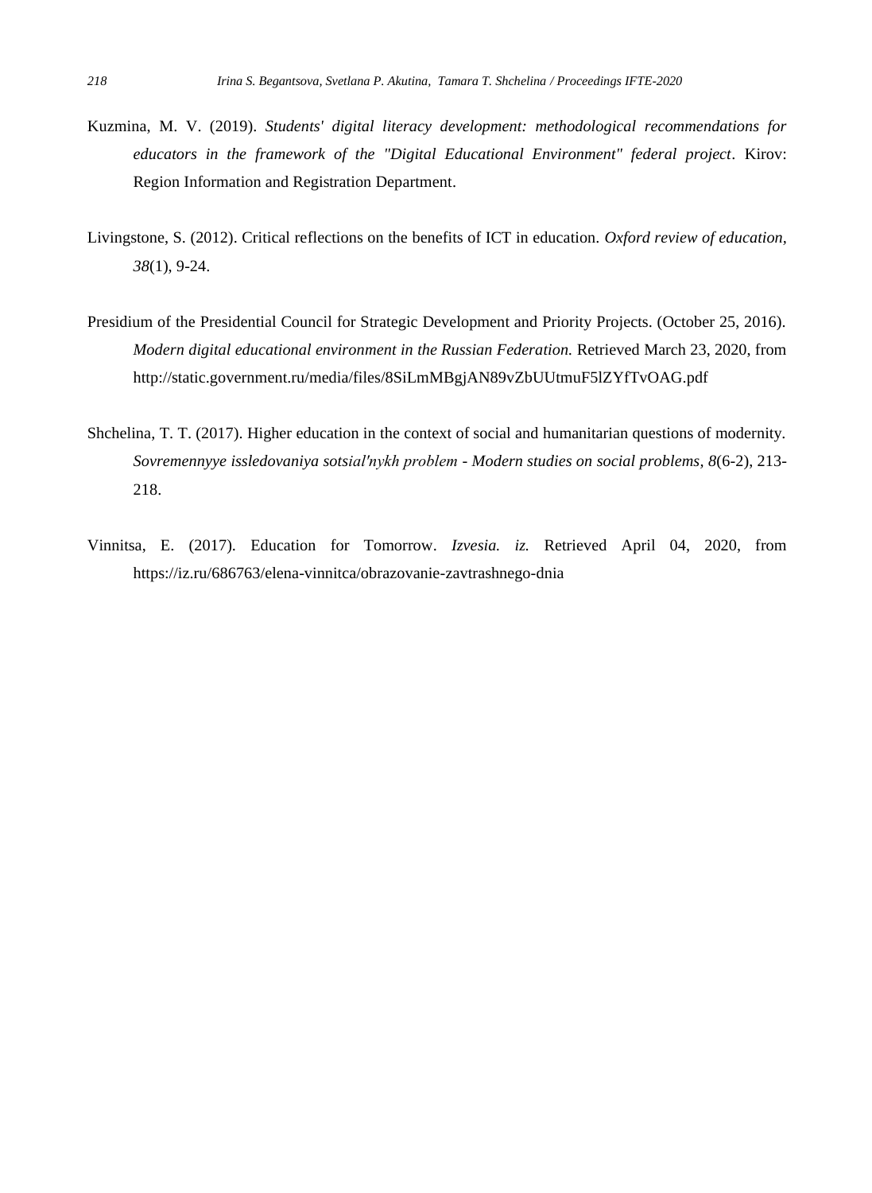Kuzmina, M. V. (2019). *Students' digital literacy development: methodological recommendations for educators in the framework of the "Digital Educational Environment" federal project*. Kirov: Region Information and Registration Department.

Livingstone, S. (2012). Critical reflections on the benefits of ICT in education. *Oxford review of education, 38*(1), 9-24.

Presidium of the Presidential Council for Strategic Development and Priority Projects. (October 25, 2016). *Modern digital educational environment in the Russian Federation.* Retrieved March 23, 2020, from http://static.government.ru/media/files/8SiLmMBgjAN89vZbUUtmuF5lZYfTvOAG.pdf

Shchelina, T. T. (2017). Higher education in the context of social and humanitarian questions of modernity. *Sovremennyye issledovaniya sotsial'nykh problem - Modern studies on social problems, 8*(6-2), 213-218.

Vinnitsa, E. (2017). Education for Tomorrow. *Izvesia. iz.* Retrieved April 04, 2020, from https://iz.ru/686763/elena-vinnitca/obrazovanie-zavtrashnego-dnia